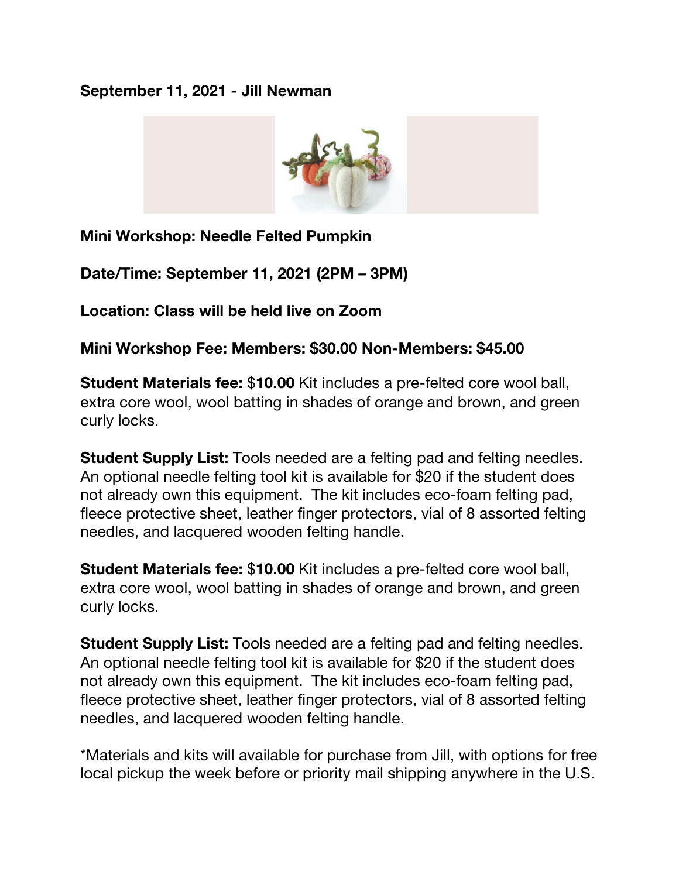**September 11, 2021 - Jill Newman**

**Mini Workshop: Needle Felted Pumpkin**

**Date/Time: September 11, 2021 (2PM – 3PM)**

**Location: Class will be held live on Zoom**

**Mini Workshop Fee: Members: $30.00 Non-Members: $45.00**

**Student Materials fee:** $**10.00** Kit includes a pre-felted core wool ball, extra core wool, wool batting in shades of orange and brown, and green curly locks.

**Student Supply List:** Tools needed are a felting pad and felting needles. An optional needle felting tool kit is available for $20 if the student does not already own this equipment. The kit includes eco-foam felting pad, fleece protective sheet, leather finger protectors, vial of 8 assorted felting needles, and lacquered wooden felting handle.

**Student Materials fee:** $**10.00** Kit includes a pre-felted core wool ball, extra core wool, wool batting in shades of orange and brown, and green curly locks.

**Student Supply List:** Tools needed are a felting pad and felting needles. An optional needle felting tool kit is available for $20 if the student does not already own this equipment. The kit includes eco-foam felting pad, fleece protective sheet, leather finger protectors, vial of 8 assorted felting needles, and lacquered wooden felting handle.

*Materials and kits will available for purchase from Jill, with options for free local pickup the week before or priority mail shipping anywhere in the U.S.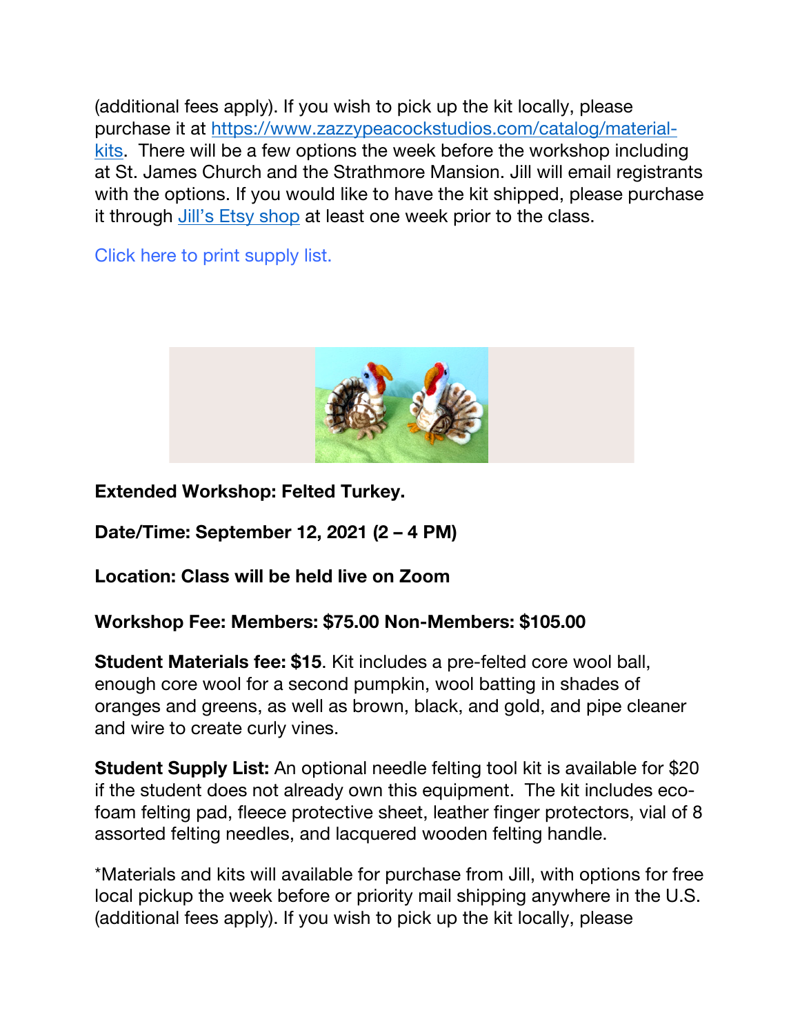(additional fees apply). If you wish to pick up the kit locally, please purchase it at [https://www.zazzypeacockstudios.com/catalog/material-kits](https://www.zazzypeacockstudios.com/catalog/material-kits). There will be a few options the week before the workshop including at St. James Church and the Strathmore Mansion. Jill will email registrants with the options. If you would like to have the kit shipped, please purchase it through [Jill's Etsy shop](#) at least one week prior to the class.

Click here to print supply list.

**Extended Workshop: Felted Turkey.**

**Date/Time: September 12, 2021 (2 – 4 PM)**

**Location: Class will be held live on Zoom**

**Workshop Fee: Members: $75.00 Non-Members: $105.00**

**Student Materials fee: $15**. Kit includes a pre-felted core wool ball, enough core wool for a second pumpkin, wool batting in shades of oranges and greens, as well as brown, black, and gold, and pipe cleaner and wire to create curly vines.

**Student Supply List:** An optional needle felting tool kit is available for $20 if the student does not already own this equipment. The kit includes eco-foam felting pad, fleece protective sheet, leather finger protectors, vial of 8 assorted felting needles, and lacquered wooden felting handle.

*Materials and kits will available for purchase from Jill, with options for free local pickup the week before or priority mail shipping anywhere in the U.S. (additional fees apply). If you wish to pick up the kit locally, please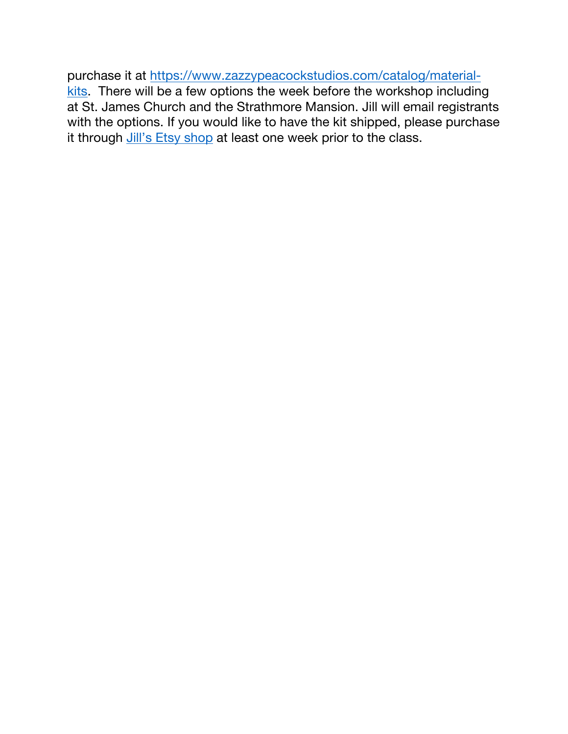purchase it at [https://www.zazzypeacockstudios.com/catalog/material-kits](https://www.zazzypeacockstudios.com/catalog/material-kits). There will be a few options the week before the workshop including at St. James Church and the Strathmore Mansion. Jill will email registrants with the options. If you would like to have the kit shipped, please purchase it through Jill's Etsy shop at least one week prior to the class.